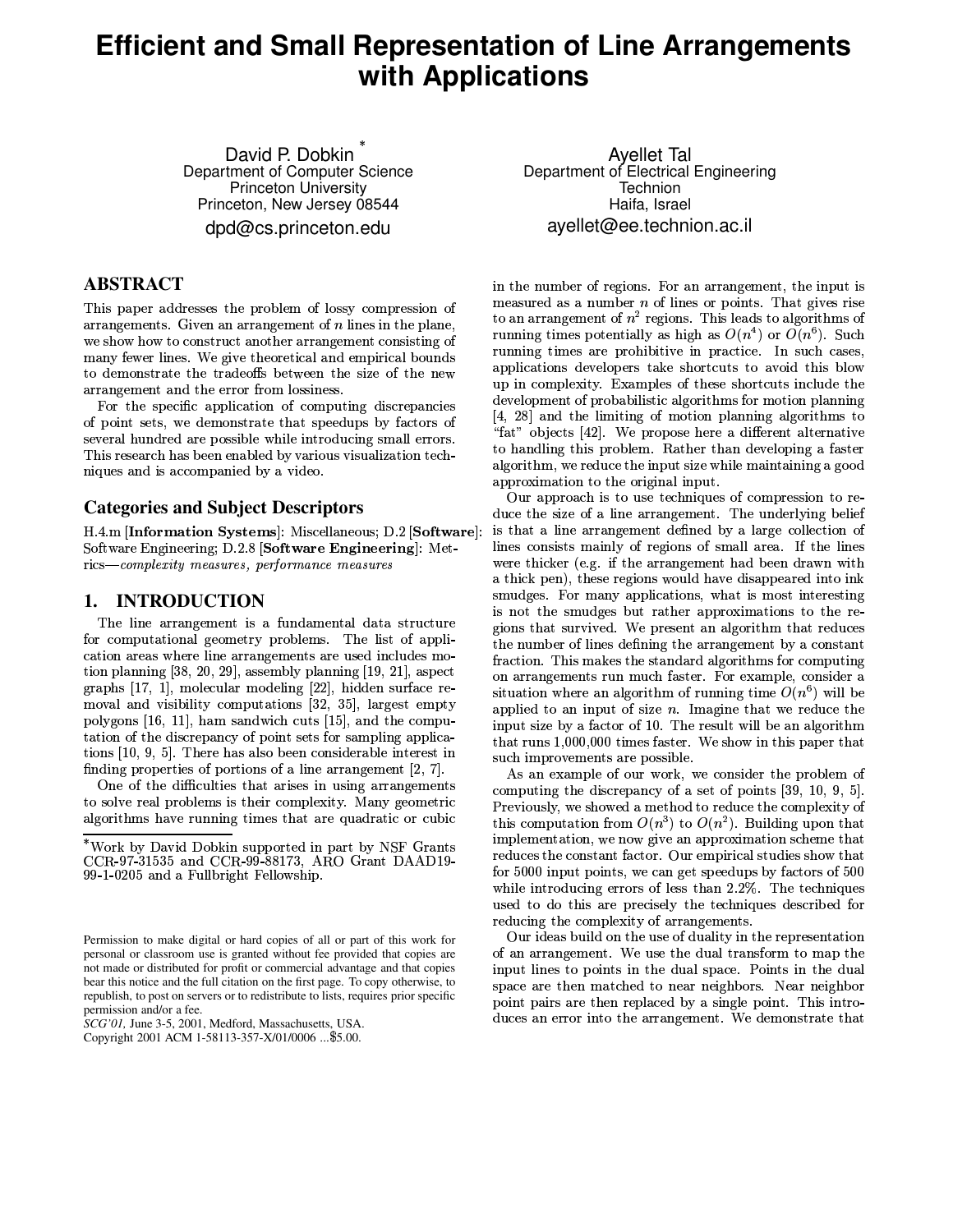# Efficient and Small Representation of Line Arrangements with Applications

David P. Dobkin [*]
Department of Computer Science
Princeton University
Princeton, New Jersey 08544
dpd@cs.princeton.edu

Ayellet Tal
Department of Electrical Engineering
Technion
Haifa, Israel
ayellet@ee.technion.ac.il

## ABSTRACT

This paper addresses the problem of lossy compression of arrangements. Given an arrangement of $n$ lines in the plane, we show how to construct another arrangement consisting of many fewer lines. We give theoretical and empirical bounds to demonstrate the tradeoffs between the size of the new arrangement and the error from lossiness.

For the specific application of computing discrepancies of point sets, we demonstrate that speedups by factors of several hundred are possible while introducing small errors. This research has been enabled by various visualization techniques and is accompanied by a video.

### Categories and Subject Descriptors

H.4.m [**Information Systems**]: Miscellaneous; D.2 [**Software**]: Software Engineering; D.2.8 [**Software Engineering**]: Metrics—*complexity measures, performance measures*

## 1. INTRODUCTION

The line arrangement is a fundamental data structure for computational geometry problems. The list of application areas where line arrangements are used includes motion planning [38, 20, 29], assembly planning [19, 21], aspect graphs [17, 1], molecular modeling [22], hidden surface removal and visibility computations [32, 35], largest empty polygons [16, 11], ham sandwich cuts [15], and the computation of the discrepancy of point sets for sampling applications [10, 9, 5]. There has also been considerable interest in finding properties of portions of a line arrangement [2, 7].

One of the difficulties that arises in using arrangements to solve real problems is their complexity. Many geometric algorithms have running times that are quadratic or cubic in the number of regions. For an arrangement, the input is measured as a number $n$ of lines or points. That gives rise to an arrangement of $n^2$ regions. This leads to algorithms of running times potentially as high as $O(n^4)$ or $O(n^6)$. Such running times are prohibitive in practice. In such cases, applications developers take shortcuts to avoid this blow up in complexity. Examples of these shortcuts include the development of probabilistic algorithms for motion planning [4, 28] and the limiting of motion planning algorithms to "fat" objects [42]. We propose here a different alternative to handling this problem. Rather than developing a faster algorithm, we reduce the input size while maintaining a good approximation to the original input.

Our approach is to use techniques of compression to reduce the size of a line arrangement. The underlying belief is that a line arrangement defined by a large collection of lines consists mainly of regions of small area. If the lines were thicker (e.g. if the arrangement had been drawn with a thick pen), these regions would have disappeared into ink smudges. For many applications, what is most interesting is not the smudges but rather approximations to the regions that survived. We present an algorithm that reduces the number of lines defining the arrangement by a constant fraction. This makes the standard algorithms for computing on arrangements run much faster. For example, consider a situation where an algorithm of running time $O(n^6)$ will be applied to an input of size $n$. Imagine that we reduce the input size by a factor of 10. The result will be an algorithm that runs 1,000,000 times faster. We show in this paper that such improvements are possible.

As an example of our work, we consider the problem of computing the discrepancy of a set of points [39, 10, 9, 5]. Previously, we showed a method to reduce the complexity of this computation from $O(n^3)$ to $O(n^2)$. Building upon that implementation, we now give an approximation scheme that reduces the constant factor. Our empirical studies show that for 5000 input points, we can get speedups by factors of 500 while introducing errors of less than 2.2%. The techniques used to do this are precisely the techniques described for reducing the complexity of arrangements.

Our ideas build on the use of duality in the representation of an arrangement. We use the dual transform to map the input lines to points in the dual space. Points in the dual space are then matched to near neighbors. Near neighbor point pairs are then replaced by a single point. This introduces an error into the arrangement. We demonstrate that

[*] Work by David Dobkin supported in part by NSF Grants CCR-97-31535 and CCR-99-88173, ARO Grant DAAD19-99-1-0205 and a Fullbright Fellowship.

Permission to make digital or hard copies of all or part of this work for personal or classroom use is granted without fee provided that copies are not made or distributed for profit or commercial advantage and that copies bear this notice and the full citation on the first page. To copy otherwise, to republish, to post on servers or to redistribute to lists, requires prior specific permission and/or a fee.
*SCG'01,* June 3-5, 2001, Medford, Massachusetts, USA.
Copyright 2001 ACM 1-58113-357-X/01/0006 ...$5.00.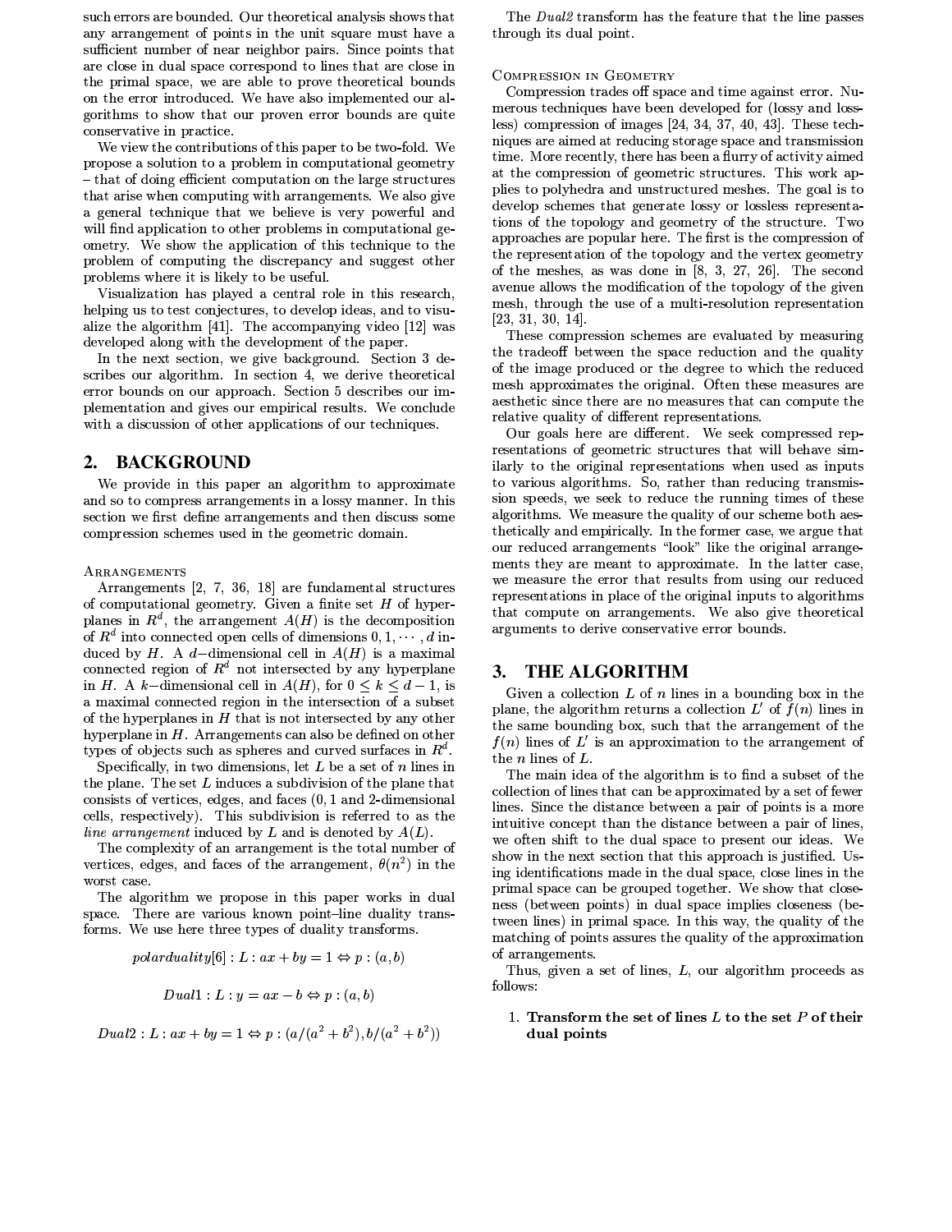such errors are bounded. Our theoretical analysis shows that any arrangement of points in the unit square must have a sufficient number of near neighbor pairs. Since points that are close in dual space correspond to lines that are close in the primal space, we are able to prove theoretical bounds on the error introduced. We have also implemented our algorithms to show that our proven error bounds are quite conservative in practice.

We view the contributions of this paper to be two-fold. We propose a solution to a problem in computational geometry – that of doing efficient computation on the large structures that arise when computing with arrangements. We also give a general technique that we believe is very powerful and will find application to other problems in computational geometry. We show the application of this technique to the problem of computing the discrepancy and suggest other problems where it is likely to be useful.

Visualization has played a central role in this research, helping us to test conjectures, to develop ideas, and to visualize the algorithm [41]. The accompanying video [12] was developed along with the development of the paper.

In the next section, we give background. Section 3 describes our algorithm. In section 4, we derive theoretical error bounds on our approach. Section 5 describes our implementation and gives our empirical results. We conclude with a discussion of other applications of our techniques.

## 2. BACKGROUND

We provide in this paper an algorithm to approximate and so to compress arrangements in a lossy manner. In this section we first define arrangements and then discuss some compression schemes used in the geometric domain.

### Arrangements

Arrangements [2, 7, 36, 18] are fundamental structures of computational geometry. Given a finite set $H$ of hyperplanes in $R^d$, the arrangement $A(H)$ is the decomposition of $R^d$ into connected open cells of dimensions $0, 1, \cdots, d$ induced by $H$. A $d-$dimensional cell in $A(H)$ is a maximal connected region of $R^d$ not intersected by any hyperplane in $H$. A $k-$dimensional cell in $A(H)$, for $0 \leq k \leq d-1$, is a maximal connected region in the intersection of a subset of the hyperplanes in $H$ that is not intersected by any other hyperplane in $H$. Arrangements can also be defined on other types of objects such as spheres and curved surfaces in $R^d$.

Specifically, in two dimensions, let $L$ be a set of $n$ lines in the plane. The set $L$ induces a subdivision of the plane that consists of vertices, edges, and faces (0, 1 and 2-dimensional cells, respectively). This subdivision is referred to as the *line arrangement* induced by $L$ and is denoted by $A(L)$.

The complexity of an arrangement is the total number of vertices, edges, and faces of the arrangement, $\theta(n^2)$ in the worst case.

The algorithm we propose in this paper works in dual space. There are various known point–line duality transforms. We use here three types of duality transforms.

$$polarduality[6] : L : ax + by = 1 \Leftrightarrow p : (a, b)$$

$$Dual1 : L : y = ax - b \Leftrightarrow p : (a, b)$$

$$Dual2 : L : ax + by = 1 \Leftrightarrow p : (a/(a^2 + b^2), b/(a^2 + b^2))$$

The *Dual2* transform has the feature that the line passes through its dual point.

### Compression in Geometry

Compression trades off space and time against error. Numerous techniques have been developed for (lossy and lossless) compression of images [24, 34, 37, 40, 43]. These techniques are aimed at reducing storage space and transmission time. More recently, there has been a flurry of activity aimed at the compression of geometric structures. This work applies to polyhedra and unstructured meshes. The goal is to develop schemes that generate lossy or lossless representations of the topology and geometry of the structure. Two approaches are popular here. The first is the compression of the representation of the topology and the vertex geometry of the meshes, as was done in [8, 3, 27, 26]. The second avenue allows the modification of the topology of the given mesh, through the use of a multi-resolution representation [23, 31, 30, 14].

These compression schemes are evaluated by measuring the tradeoff between the space reduction and the quality of the image produced or the degree to which the reduced mesh approximates the original. Often these measures are aesthetic since there are no measures that can compute the relative quality of different representations.

Our goals here are different. We seek compressed representations of geometric structures that will behave similarly to the original representations when used as inputs to various algorithms. So, rather than reducing transmission speeds, we seek to reduce the running times of these algorithms. We measure the quality of our scheme both aesthetically and empirically. In the former case, we argue that our reduced arrangements "look" like the original arrangements they are meant to approximate. In the latter case, we measure the error that results from using our reduced representations in place of the original inputs to algorithms that compute on arrangements. We also give theoretical arguments to derive conservative error bounds.

## 3. THE ALGORITHM

Given a collection $L$ of $n$ lines in a bounding box in the plane, the algorithm returns a collection $L'$ of $f(n)$ lines in the same bounding box, such that the arrangement of the $f(n)$ lines of $L'$ is an approximation to the arrangement of the $n$ lines of $L$.

The main idea of the algorithm is to find a subset of the collection of lines that can be approximated by a set of fewer lines. Since the distance between a pair of points is a more intuitive concept than the distance between a pair of lines, we often shift to the dual space to present our ideas. We show in the next section that this approach is justified. Using identifications made in the dual space, close lines in the primal space can be grouped together. We show that closeness (between points) in dual space implies closeness (between lines) in primal space. In this way, the quality of the matching of points assures the quality of the approximation of arrangements.

Thus, given a set of lines, $L$, our algorithm proceeds as follows:

1. **Transform the set of lines $L$ to the set $P$ of their dual points**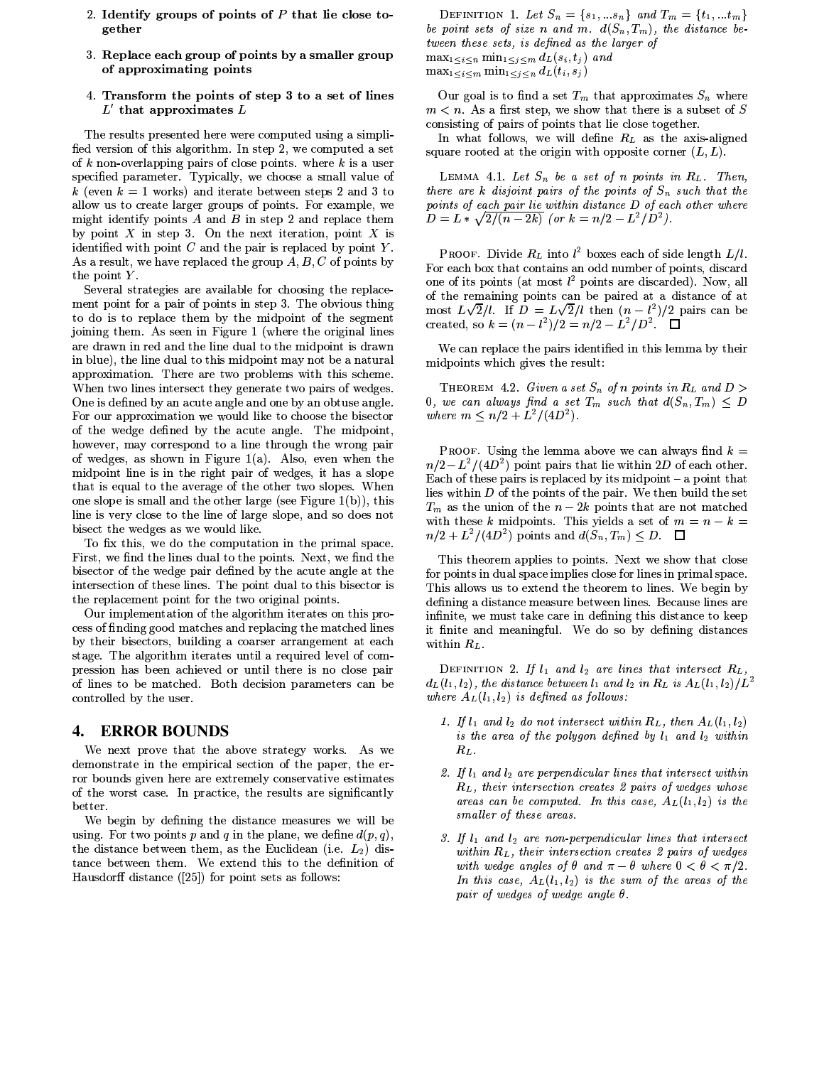2. **Identify groups of points of $P$ that lie close together**

3. **Replace each group of points by a smaller group of approximating points**

4. **Transform the points of step 3 to a set of lines $L'$ that approximates $L$**

The results presented here were computed using a simplified version of this algorithm. In step 2, we computed a set of $k$ non-overlapping pairs of close points. where $k$ is a user specified parameter. Typically, we choose a small value of $k$ (even $k = 1$ works) and iterate between steps 2 and 3 to allow us to create larger groups of points. For example, we might identify points $A$ and $B$ in step 2 and replace them by point $X$ in step 3. On the next iteration, point $X$ is identified with point $C$ and the pair is replaced by point $Y$. As a result, we have replaced the group $A, B, C$ of points by the point $Y$.

Several strategies are available for choosing the replacement point for a pair of points in step 3. The obvious thing to do is to replace them by the midpoint of the segment joining them. As seen in Figure 1 (where the original lines are drawn in red and the line dual to the midpoint is drawn in blue), the line dual to this midpoint may not be a natural approximation. There are two problems with this scheme. When two lines intersect they generate two pairs of wedges. One is defined by an acute angle and one by an obtuse angle. For our approximation we would like to choose the bisector of the wedge defined by the acute angle. The midpoint, however, may correspond to a line through the wrong pair of wedges, as shown in Figure 1(a). Also, even when the midpoint line is in the right pair of wedges, it has a slope that is equal to the average of the other two slopes. When one slope is small and the other large (see Figure 1(b)), this line is very close to the line of large slope, and so does not bisect the wedges as we would like.

To fix this, we do the computation in the primal space. First, we find the lines dual to the points. Next, we find the bisector of the wedge pair defined by the acute angle at the intersection of these lines. The point dual to this bisector is the replacement point for the two original points.

Our implementation of the algorithm iterates on this process of finding good matches and replacing the matched lines by their bisectors, building a coarser arrangement at each stage. The algorithm iterates until a required level of compression has been achieved or until there is no close pair of lines to be matched. Both decision parameters can be controlled by the user.

## 4. ERROR BOUNDS

We next prove that the above strategy works. As we demonstrate in the empirical section of the paper, the error bounds given here are extremely conservative estimates of the worst case. In practice, the results are significantly better.

We begin by defining the distance measures we will be using. For two points $p$ and $q$ in the plane, we define $d(p,q)$, the distance between them, as the Euclidean (i.e. $L_2$) distance between them. We extend this to the definition of Hausdorff distance ([25]) for point sets as follows:

Definition 1. *Let $S_n = \{s_1, ...s_n\}$ and $T_m = \{t_1, ...t_m\}$ be point sets of size $n$ and $m$. $d(S_n, T_m)$, the distance between these sets, is defined as the larger of $\max_{1\le i\le n}\min_{1\le j\le m} d_L(s_i, t_j)$ and $\max_{1\le i\le m}\min_{1\le j\le n} d_L(t_i, s_j)$*

Our goal is to find a set $T_m$ that approximates $S_n$ where $m < n$. As a first step, we show that there is a subset of $S$ consisting of pairs of points that lie close together.

In what follows, we will define $R_L$ as the axis-aligned square rooted at the origin with opposite corner $(L, L)$.

Lemma 4.1. *Let $S_n$ be a set of $n$ points in $R_L$. Then, there are $k$ disjoint pairs of the points of $S_n$ such that the points of each pair lie within distance $D$ of each other where $D = L * \sqrt{2/(n-2k)}$ (or $k = n/2 - L^2/D^2$).*

Proof. Divide $R_L$ into $l^2$ boxes each of side length $L/l$. For each box that contains an odd number of points, discard one of its points (at most $l^2$ points are discarded). Now, all of the remaining points can be paired at a distance of at most $L\sqrt{2}/l$. If $D = L\sqrt{2}/l$ then $(n - l^2)/2$ pairs can be created, so $k = (n - l^2)/2 = n/2 - L^2/D^2$. □

We can replace the pairs identified in this lemma by their midpoints which gives the result:

Theorem 4.2. *Given a set $S_n$ of $n$ points in $R_L$ and $D > 0$, we can always find a set $T_m$ such that $d(S_n, T_m) \le D$ where $m \le n/2 + L^2/(4D^2)$.*

Proof. Using the lemma above we can always find $k = n/2 - L^2/(4D^2)$ point pairs that lie within $2D$ of each other. Each of these pairs is replaced by its midpoint – a point that lies within $D$ of the points of the pair. We then build the set $T_m$ as the union of the $n - 2k$ points that are not matched with these $k$ midpoints. This yields a set of $m = n - k = n/2 + L^2/(4D^2)$ points and $d(S_n, T_m) \le D$. □

This theorem applies to points. Next we show that close for points in dual space implies close for lines in primal space. This allows us to extend the theorem to lines. We begin by defining a distance measure between lines. Because lines are infinite, we must take care in defining this distance to keep it finite and meaningful. We do so by defining distances within $R_L$.

Definition 2. *If $l_1$ and $l_2$ are lines that intersect $R_L$, $d_L(l_1, l_2)$, the distance between $l_1$ and $l_2$ in $R_L$ is $A_L(l_1, l_2)/L^2$ where $A_L(l_1, l_2)$ is defined as follows:*

1. *If $l_1$ and $l_2$ do not intersect within $R_L$, then $A_L(l_1, l_2)$ is the area of the polygon defined by $l_1$ and $l_2$ within $R_L$.*

2. *If $l_1$ and $l_2$ are perpendicular lines that intersect within $R_L$, their intersection creates 2 pairs of wedges whose areas can be computed. In this case, $A_L(l_1, l_2)$ is the smaller of these areas.*

3. *If $l_1$ and $l_2$ are non-perpendicular lines that intersect within $R_L$, their intersection creates 2 pairs of wedges with wedge angles of $\theta$ and $\pi - \theta$ where $0 < \theta < \pi/2$. In this case, $A_L(l_1, l_2)$ is the sum of the areas of the pair of wedges of wedge angle $\theta$.*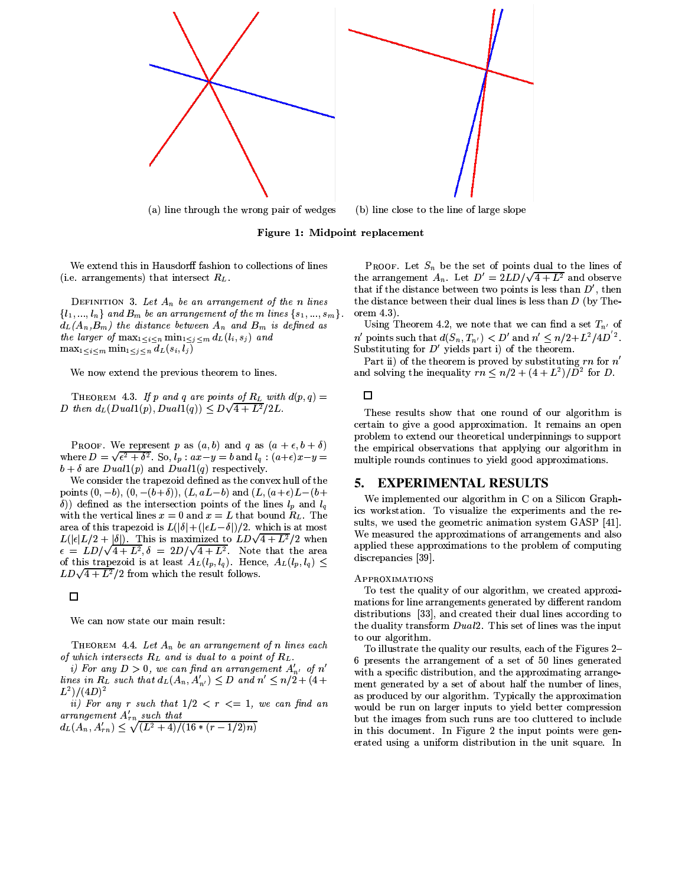(a) line through the wrong pair of wedges (b) line close to the line of large slope

**Figure 1: Midpoint replacement**

We extend this in Hausdorff fashion to collections of lines (i.e. arrangements) that intersect $R_L$.

Definition 3. *Let $A_n$ be an arrangement of the $n$ lines $\{l_1, ..., l_n\}$ and $B_m$ be an arrangement of the $m$ lines $\{s_1, ..., s_m\}$. $d_L(A_n, B_m)$ the distance between $A_n$ and $B_m$ is defined as the larger of $\max_{1 \le i \le n} \min_{1 \le j \le m} d_L(l_i, s_j)$ and $\max_{1 \le i \le m} \min_{1 \le j \le n} d_L(s_i, l_j)$*

We now extend the previous theorem to lines.

Theorem 4.3. *If $p$ and $q$ are points of $R_L$ with $d(p, q) = D$ then $d_L(Dual1(p), Dual1(q)) \le D\sqrt{4 + L^2}/2L$.*

Proof. We represent $p$ as $(a, b)$ and $q$ as $(a + \epsilon, b + \delta)$ where $D = \sqrt{\epsilon^2 + \delta^2}$. So, $l_p : ax - y = b$ and $l_q : (a+\epsilon)x - y = b + \delta$ are $Dual1(p)$ and $Dual1(q)$ respectively.

We consider the trapezoid defined as the convex hull of the points $(0, -b)$, $(0, -(b+\delta))$, $(L, aL-b)$ and $(L, (a+\epsilon)L-(b+\delta))$ defined as the intersection points of the lines $l_p$ and $l_q$ with the vertical lines $x = 0$ and $x = L$ that bound $R_L$. The area of this trapezoid is $L(|\delta| + (|\epsilon L - \delta|)/2$. which is at most $L(|\epsilon|L/2 + |\delta|)$. This is maximized to $LD\sqrt{4 + L^2}/2$ when $\epsilon = LD/\sqrt{4 + L^2}, \delta = 2D/\sqrt{4 + L^2}$. Note that the area of this trapezoid is at least $A_L(l_p, l_q)$. Hence, $A_L(l_p, l_q) \le LD\sqrt{4 + L^2}/2$ from which the result follows.

□

We can now state our main result:

Theorem 4.4. *Let $A_n$ be an arrangement of $n$ lines each of which intersects $R_L$ and is dual to a point of $R_L$.*

*i) For any $D > 0$, we can find an arrangement $A'_{n'}$ of $n'$ lines in $R_L$ such that $d_L(A_n, A'_{n'}) \le D$ and $n' \le n/2 + (4 + L^2)/(4D)^2$*

*ii) For any $r$ such that $1/2 < r <= 1$, we can find an arrangement $A'_{rn}$ such that*
$d_L(A_n, A'_{rn}) \le \sqrt{(L^2 + 4)/(16 * (r - 1/2)n)}$

Proof. Let $S_n$ be the set of points dual to the lines of the arrangement $A_n$. Let $D' = 2LD/\sqrt{4 + L^2}$ and observe that if the distance between two points is less than $D'$, then the distance between their dual lines is less than $D$ (by Theorem 4.3).

Using Theorem 4.2, we note that we can find a set $T_{n'}$ of $n'$ points such that $d(S_n, T_{n'}) < D'$ and $n' \le n/2 + L^2/4D'^2$. Substituting for $D'$ yields part i) of the theorem.

Part ii) of the theorem is proved by substituting $rn$ for $n'$ and solving the inequality $rn \le n/2 + (4 + L^2)/D^2$ for $D$.

□

These results show that one round of our algorithm is certain to give a good approximation. It remains an open problem to extend our theoretical underpinnings to support the empirical observations that applying our algorithm in multiple rounds continues to yield good approximations.

## 5. EXPERIMENTAL RESULTS

We implemented our algorithm in C on a Silicon Graphics workstation. To visualize the experiments and the results, we used the geometric animation system GASP [41]. We measured the approximations of arrangements and also applied these approximations to the problem of computing discrepancies [39].

### Approximations

To test the quality of our algorithm, we created approximations for line arrangements generated by different random distributions [33], and created their dual lines according to the duality transform $Dual2$. This set of lines was the input to our algorithm.

To illustrate the quality our results, each of the Figures 2–6 presents the arrangement of a set of 50 lines generated with a specific distribution, and the approximating arrangement generated by a set of about half the number of lines, as produced by our algorithm. Typically the approximation would be run on larger inputs to yield better compression but the images from such runs are too cluttered to include in this document. In Figure 2 the input points were generated using a uniform distribution in the unit square. In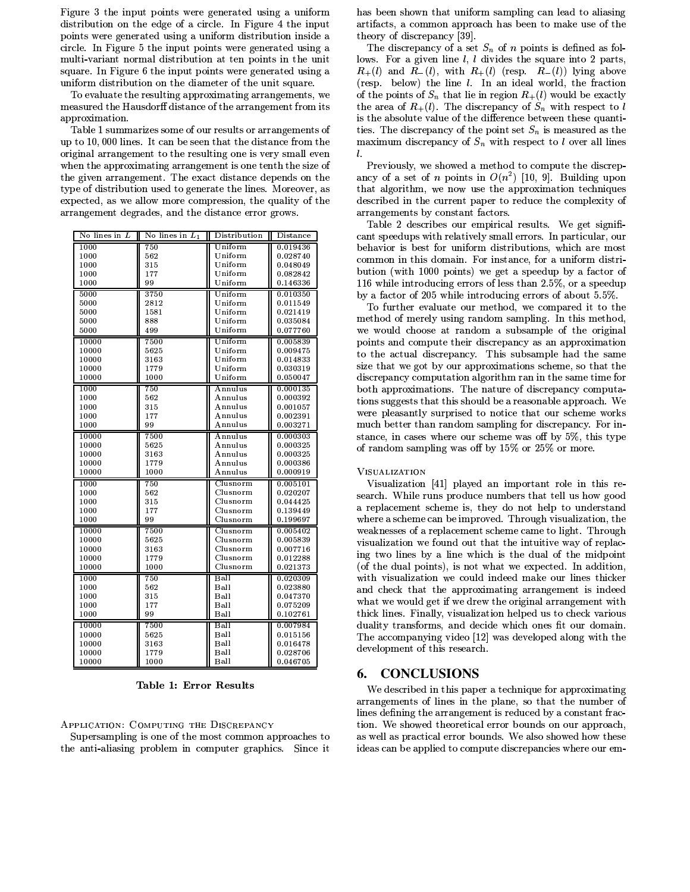Figure 3 the input points were generated using a uniform distribution on the edge of a circle. In Figure 4 the input points were generated using a uniform distribution inside a circle. In Figure 5 the input points were generated using a multi-variant normal distribution at ten points in the unit square. In Figure 6 the input points were generated using a uniform distribution on the diameter of the unit square.

To evaluate the resulting approximating arrangements, we measured the Hausdorff distance of the arrangement from its approximation.

Table 1 summarizes some of our results or arrangements of up to 10,000 lines. It can be seen that the distance from the original arrangement to the resulting one is very small even when the approximating arrangement is one tenth the size of the given arrangement. The exact distance depends on the type of distribution used to generate the lines. Moreover, as expected, as we allow more compression, the quality of the arrangement degrades, and the distance error grows.

| No lines in $L$ | No lines in $L_1$ | Distribution | Distance |
|---|---|---|---|
| 1000 | 750 | Uniform | 0.019436 |
| 1000 | 562 | Uniform | 0.028740 |
| 1000 | 315 | Uniform | 0.048049 |
| 1000 | 177 | Uniform | 0.082842 |
| 1000 | 99 | Uniform | 0.146336 |
| 5000 | 3750 | Uniform | 0.010350 |
| 5000 | 2812 | Uniform | 0.011549 |
| 5000 | 1581 | Uniform | 0.021419 |
| 5000 | 888 | Uniform | 0.035084 |
| 5000 | 499 | Uniform | 0.077760 |
| 10000 | 7500 | Uniform | 0.005839 |
| 10000 | 5625 | Uniform | 0.009475 |
| 10000 | 3163 | Uniform | 0.014833 |
| 10000 | 1779 | Uniform | 0.030319 |
| 10000 | 1000 | Uniform | 0.050047 |
| 1000 | 750 | Annulus | 0.000135 |
| 1000 | 562 | Annulus | 0.000392 |
| 1000 | 315 | Annulus | 0.001057 |
| 1000 | 177 | Annulus | 0.002391 |
| 1000 | 99 | Annulus | 0.003271 |
| 10000 | 7500 | Annulus | 0.000303 |
| 10000 | 5625 | Annulus | 0.000325 |
| 10000 | 3163 | Annulus | 0.000325 |
| 10000 | 1779 | Annulus | 0.000386 |
| 10000 | 1000 | Annulus | 0.000919 |
| 1000 | 750 | Clusnorm | 0.005101 |
| 1000 | 562 | Clusnorm | 0.020207 |
| 1000 | 315 | Clusnorm | 0.044425 |
| 1000 | 177 | Clusnorm | 0.139449 |
| 1000 | 99 | Clusnorm | 0.199697 |
| 10000 | 7500 | Clusnorm | 0.005402 |
| 10000 | 5625 | Clusnorm | 0.005839 |
| 10000 | 3163 | Clusnorm | 0.007716 |
| 10000 | 1779 | Clusnorm | 0.012288 |
| 10000 | 1000 | Clusnorm | 0.021373 |
| 1000 | 750 | Ball | 0.020309 |
| 1000 | 562 | Ball | 0.023880 |
| 1000 | 315 | Ball | 0.047370 |
| 1000 | 177 | Ball | 0.075209 |
| 1000 | 99 | Ball | 0.102761 |
| 10000 | 7500 | Ball | 0.007984 |
| 10000 | 5625 | Ball | 0.015156 |
| 10000 | 3163 | Ball | 0.016478 |
| 10000 | 1779 | Ball | 0.028706 |
| 10000 | 1000 | Ball | 0.046705 |

**Table 1: Error Results**

### Application: Computing the Discrepancy

Supersampling is one of the most common approaches to the anti-aliasing problem in computer graphics. Since it has been shown that uniform sampling can lead to aliasing artifacts, a common approach has been to make use of the theory of discrepancy [39].

The discrepancy of a set $S_n$ of $n$ points is defined as follows. For a given line $l$, $l$ divides the square into 2 parts, $R_+(l)$ and $R_-(l)$, with $R_+(l)$ (resp. $R_-(l)$) lying above (resp. below) the line $l$. In an ideal world, the fraction of the points of $S_n$ that lie in region $R_+(l)$ would be exactly the area of $R_+(l)$. The discrepancy of $S_n$ with respect to $l$ is the absolute value of the difference between these quantities. The discrepancy of the point set $S_n$ is measured as the maximum discrepancy of $S_n$ with respect to $l$ over all lines $l$.

Previously, we showed a method to compute the discrepancy of a set of $n$ points in $O(n^2)$ [10, 9]. Building upon that algorithm, we now use the approximation techniques described in the current paper to reduce the complexity of arrangements by constant factors.

Table 2 describes our empirical results. We get significant speedups with relatively small errors. In particular, our behavior is best for uniform distributions, which are most common in this domain. For instance, for a uniform distribution (with 1000 points) we get a speedup by a factor of 116 while introducing errors of less than 2.5%, or a speedup by a factor of 205 while introducing errors of about 5.5%.

To further evaluate our method, we compared it to the method of merely using random sampling. In this method, we would choose at random a subsample of the original points and compute their discrepancy as an approximation to the actual discrepancy. This subsample had the same size that we got by our approximations scheme, so that the discrepancy computation algorithm ran in the same time for both approximations. The nature of discrepancy computations suggests that this should be a reasonable approach. We were pleasantly surprised to notice that our scheme works much better than random sampling for discrepancy. For instance, in cases where our scheme was off by 5%, this type of random sampling was off by 15% or 25% or more.

### Visualization

Visualization [41] played an important role in this research. While runs produce numbers that tell us how good a replacement scheme is, they do not help to understand where a scheme can be improved. Through visualization, the weaknesses of a replacement scheme came to light. Through visualization we found out that the intuitive way of replacing two lines by a line which is the dual of the midpoint (of the dual points), is not what we expected. In addition, with visualization we could indeed make our lines thicker and check that the approximating arrangement is indeed what we would get if we drew the original arrangement with thick lines. Finally, visualization helped us to check various duality transforms, and decide which ones fit our domain. The accompanying video [12] was developed along with the development of this research.

## 6. CONCLUSIONS

We described in this paper a technique for approximating arrangements of lines in the plane, so that the number of lines defining the arrangement is reduced by a constant fraction. We showed theoretical error bounds on our approach, as well as practical error bounds. We also showed how these ideas can be applied to compute discrepancies where our em-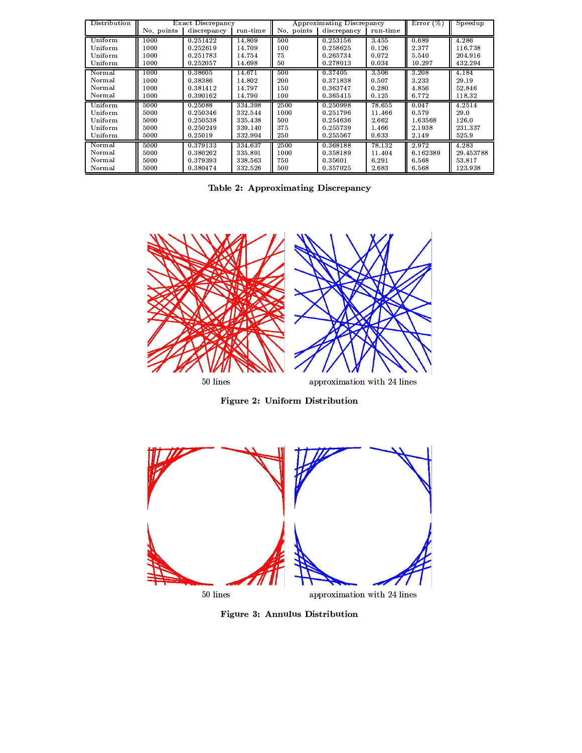| Distribution | Exact Discrepancy | | | Approximating Discrepancy | | | Error (%) | Speedup |
|---|---|---|---|---|---|---|---|---|
| | No. points | discrepancy | run-time | No. points | discrepancy | run-time | | |
| Uniform | 1000 | 0.251422 | 14.809 | 500 | 0.253156 | 3.455 | 0.689 | 4.286 |
| Uniform | 1000 | 0.252619 | 14.709 | 100 | 0.258625 | 0.126 | 2.377 | 116.738 |
| Uniform | 1000 | 0.251783 | 14.754 | 75 | 0.265734 | 0.072 | 5.540 | 204.916 |
| Uniform | 1000 | 0.252057 | 14.698 | 50 | 0.278013 | 0.034 | 10.297 | 432.294 |
| Normal | 1000 | 0.38605 | 14.671 | 500 | 0.37405 | 3.506 | 3.208 | 4.184 |
| Normal | 1000 | 0.38386 | 14.802 | 200 | 0.371838 | 0.507 | 3.233 | 29.19 |
| Normal | 1000 | 0.381412 | 14.797 | 150 | 0.363747 | 0.280 | 4.856 | 52.846 |
| Normal | 1000 | 0.390162 | 14.790 | 100 | 0.365415 | 0.125 | 6.772 | 118.32 |
| Uniform | 5000 | 0.25088 | 334.398 | 2500 | 0.250998 | 78.655 | 0.047 | 4.2514 |
| Uniform | 5000 | 0.250346 | 332.544 | 1000 | 0.251796 | 11.466 | 0.579 | 29.0 |
| Uniform | 5000 | 0.250538 | 335.438 | 500 | 0.254636 | 2.662 | 1.63568 | 126.0 |
| Uniform | 5000 | 0.250249 | 339.140 | 375 | 0.255739 | 1.466 | 2.1938 | 231.337 |
| Uniform | 5000 | 0.25019 | 332.904 | 250 | 0.255567 | 0.633 | 2.149 | 525.9 |
| Normal | 5000 | 0.379133 | 334.637 | 2500 | 0.368188 | 78.132 | 2.972 | 4.283 |
| Normal | 5000 | 0.380262 | 335.891 | 1000 | 0.358189 | 11.404 | 6.162389 | 29.453788 |
| Normal | 5000 | 0.379393 | 338.563 | 750 | 0.35601 | 6.291 | 6.568 | 53.817 |
| Normal | 5000 | 0.380474 | 332.526 | 500 | 0.357025 | 2.683 | 6.568 | 123.938 |

**Table 2: Approximating Discrepancy**

50 lines

approximation with 24 lines

**Figure 2: Uniform Distribution**

50 lines

approximation with 24 lines

**Figure 3: Annulus Distribution**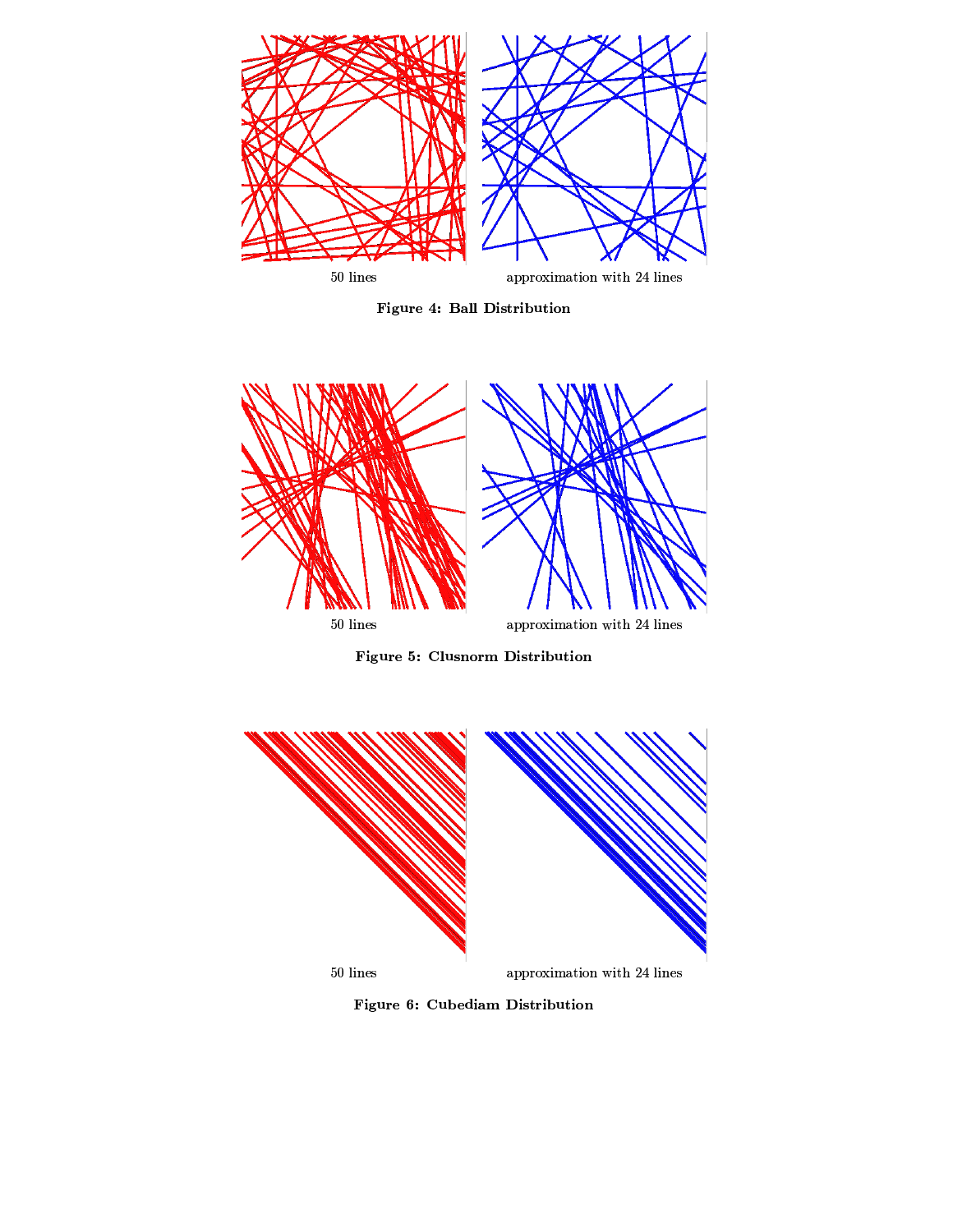50 lines

approximation with 24 lines

**Figure 4: Ball Distribution**

50 lines

approximation with 24 lines

**Figure 5: Clusnorm Distribution**

50 lines

approximation with 24 lines

**Figure 6: Cubediam Distribution**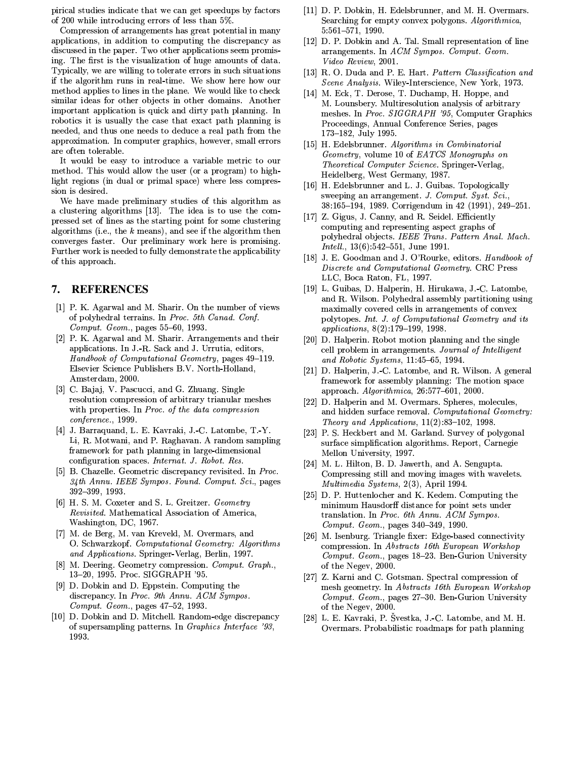pirical studies indicate that we can get speedups by factors of 200 while introducing errors of less than 5%.

Compression of arrangements has great potential in many applications, in addition to computing the discrepancy as discussed in the paper. Two other applications seem promising. The first is the visualization of huge amounts of data. Typically, we are willing to tolerate errors in such situations if the algorithm runs in real-time. We show here how our method applies to lines in the plane. We would like to check similar ideas for other objects in other domains. Another important application is quick and dirty path planning. In robotics it is usually the case that exact path planning is needed, and thus one needs to deduce a real path from the approximation. In computer graphics, however, small errors are often tolerable.

It would be easy to introduce a variable metric to our method. This would allow the user (or a program) to highlight regions (in dual or primal space) where less compression is desired.

We have made preliminary studies of this algorithm as a clustering algorithms [13]. The idea is to use the compressed set of lines as the starting point for some clustering algorithms (i.e., the $k$ means), and see if the algorithm then converges faster. Our preliminary work here is promising. Further work is needed to fully demonstrate the applicability of this approach.

## 7. REFERENCES

[1] P. K. Agarwal and M. Sharir. On the number of views of polyhedral terrains. In *Proc. 5th Canad. Conf. Comput. Geom.*, pages 55–60, 1993.

[2] P. K. Agarwal and M. Sharir. Arrangements and their applications. In J.-R. Sack and J. Urrutia, editors, *Handbook of Computational Geometry*, pages 49–119. Elsevier Science Publishers B.V. North-Holland, Amsterdam, 2000.

[3] C. Bajaj, V. Pascucci, and G. Zhuang. Single resolution compression of arbitrary trianular meshes with properties. In *Proc. of the data compression conference.*, 1999.

[4] J. Barraquand, L. E. Kavraki, J.-C. Latombe, T.-Y. Li, R. Motwani, and P. Raghavan. A random sampling framework for path planning in large-dimensional configuration spaces. *Internat. J. Robot. Res.*

[5] B. Chazelle. Geometric discrepancy revisited. In *Proc. 34th Annu. IEEE Sympos. Found. Comput. Sci.*, pages 392–399, 1993.

[6] H. S. M. Coxeter and S. L. Greitzer. *Geometry Revisited*. Mathematical Association of America, Washington, DC, 1967.

[7] M. de Berg, M. van Kreveld, M. Overmars, and O. Schwarzkopf. *Computational Geometry: Algorithms and Applications*. Springer-Verlag, Berlin, 1997.

[8] M. Deering. Geometry compression. *Comput. Graph.*, 13–20, 1995. Proc. SIGGRAPH '95.

[9] D. Dobkin and D. Eppstein. Computing the discrepancy. In *Proc. 9th Annu. ACM Sympos. Comput. Geom.*, pages 47–52, 1993.

[10] D. Dobkin and D. Mitchell. Random-edge discrepancy of supersampling patterns. In *Graphics Interface '93*, 1993.

[11] D. P. Dobkin, H. Edelsbrunner, and M. H. Overmars. Searching for empty convex polygons. *Algorithmica*, 5:561–571, 1990.

[12] D. P. Dobkin and A. Tal. Small representation of line arrangements. In *ACM Sympos. Comput. Geom. Video Review*, 2001.

[13] R. O. Duda and P. E. Hart. *Pattern Classification and Scene Analysis*. Wiley-Interscience, New York, 1973.

[14] M. Eck, T. Derose, T. Duchamp, H. Hoppe, and M. Lounsbery. Multiresolution analysis of arbitrary meshes. In *Proc. SIGGRAPH '95*, Computer Graphics Proceedings, Annual Conference Series, pages 173–182, July 1995.

[15] H. Edelsbrunner. *Algorithms in Combinatorial Geometry*, volume 10 of *EATCS Monographs on Theoretical Computer Science*. Springer-Verlag, Heidelberg, West Germany, 1987.

[16] H. Edelsbrunner and L. J. Guibas. Topologically sweeping an arrangement. *J. Comput. Syst. Sci.*, 38:165–194, 1989. Corrigendum in 42 (1991), 249–251.

[17] Z. Gigus, J. Canny, and R. Seidel. Efficiently computing and representing aspect graphs of polyhedral objects. *IEEE Trans. Pattern Anal. Mach. Intell.*, 13(6):542–551, June 1991.

[18] J. E. Goodman and J. O'Rourke, editors. *Handbook of Discrete and Computational Geometry*. CRC Press LLC, Boca Raton, FL, 1997.

[19] L. Guibas, D. Halperin, H. Hirukawa, J.-C. Latombe, and R. Wilson. Polyhedral assembly partitioning using maximally covered cells in arrangements of convex polytopes. *Int. J. of Computational Geometry and its applications*, 8(2):179–199, 1998.

[20] D. Halperin. Robot motion planning and the single cell problem in arrangements. *Journal of Intelligent and Robotic Systems*, 11:45–65, 1994.

[21] D. Halperin, J.-C. Latombe, and R. Wilson. A general framework for assembly planning: The motion space approach. *Algorithmica*, 26:577–601, 2000.

[22] D. Halperin and M. Overmars. Spheres, molecules, and hidden surface removal. *Computational Geometry: Theory and Applications*, 11(2):83–102, 1998.

[23] P. S. Heckbert and M. Garland. Survey of polygonal surface simplification algorithms. Report, Carnegie Mellon University, 1997.

[24] M. L. Hilton, B. D. Jawerth, and A. Sengupta. Compressing still and moving images with wavelets. *Multimedia Systems*, 2(3), April 1994.

[25] D. P. Huttenlocher and K. Kedem. Computing the minimum Hausdorff distance for point sets under translation. In *Proc. 6th Annu. ACM Sympos. Comput. Geom.*, pages 340–349, 1990.

[26] M. Isenburg. Triangle fixer: Edge-based connectivity compression. In *Abstracts 16th European Workshop Comput. Geom.*, pages 18–23. Ben-Gurion University of the Negev, 2000.

[27] Z. Karni and C. Gotsman. Spectral compression of mesh geometry. In *Abstracts 16th European Workshop Comput. Geom.*, pages 27–30. Ben-Gurion University of the Negev, 2000.

[28] L. E. Kavraki, P. Švestka, J.-C. Latombe, and M. H. Overmars. Probabilistic roadmaps for path planning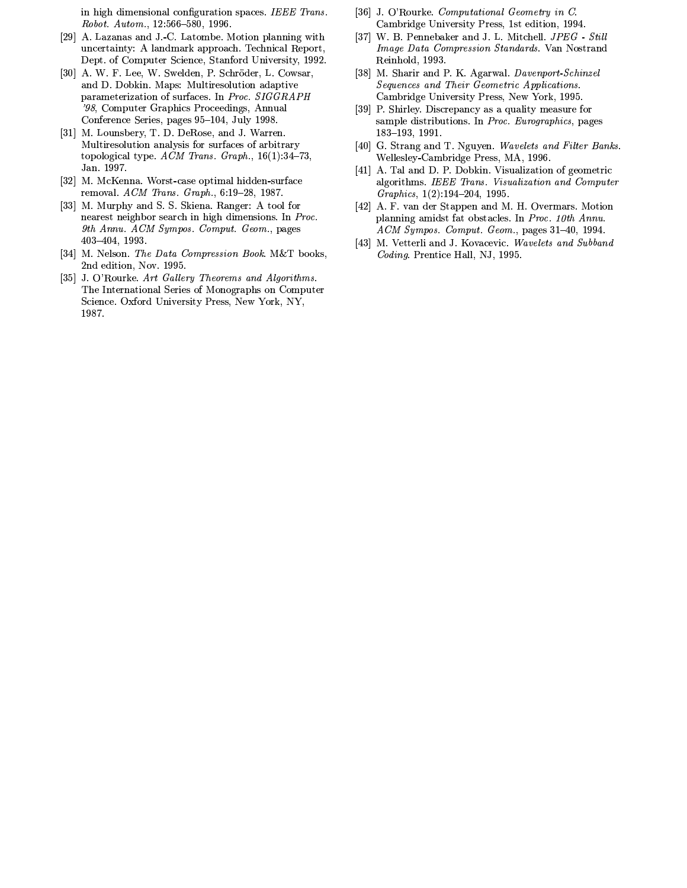in high dimensional configuration spaces. *IEEE Trans. Robot. Autom.*, 12:566–580, 1996.

[29] A. Lazanas and J.-C. Latombe. Motion planning with uncertainty: A landmark approach. Technical Report, Dept. of Computer Science, Stanford University, 1992.

[30] A. W. F. Lee, W. Swelden, P. Schröder, L. Cowsar, and D. Dobkin. Maps: Multiresolution adaptive parameterization of surfaces. In *Proc. SIGGRAPH '98*, Computer Graphics Proceedings, Annual Conference Series, pages 95–104, July 1998.

[31] M. Lounsbery, T. D. DeRose, and J. Warren. Multiresolution analysis for surfaces of arbitrary topological type. *ACM Trans. Graph.*, 16(1):34–73, Jan. 1997.

[32] M. McKenna. Worst-case optimal hidden-surface removal. *ACM Trans. Graph.*, 6:19–28, 1987.

[33] M. Murphy and S. S. Skiena. Ranger: A tool for nearest neighbor search in high dimensions. In *Proc. 9th Annu. ACM Sympos. Comput. Geom.*, pages 403–404, 1993.

[34] M. Nelson. *The Data Compression Book*. M&T books, 2nd edition, Nov. 1995.

[35] J. O'Rourke. *Art Gallery Theorems and Algorithms*. The International Series of Monographs on Computer Science. Oxford University Press, New York, NY, 1987.

[36] J. O'Rourke. *Computational Geometry in C*. Cambridge University Press, 1st edition, 1994.

[37] W. B. Pennebaker and J. L. Mitchell. *JPEG - Still Image Data Compression Standards*. Van Nostrand Reinhold, 1993.

[38] M. Sharir and P. K. Agarwal. *Davenport-Schinzel Sequences and Their Geometric Applications*. Cambridge University Press, New York, 1995.

[39] P. Shirley. Discrepancy as a quality measure for sample distributions. In *Proc. Eurographics*, pages 183–193, 1991.

[40] G. Strang and T. Nguyen. *Wavelets and Filter Banks*. Wellesley-Cambridge Press, MA, 1996.

[41] A. Tal and D. P. Dobkin. Visualization of geometric algorithms. *IEEE Trans. Visualization and Computer Graphics*, 1(2):194–204, 1995.

[42] A. F. van der Stappen and M. H. Overmars. Motion planning amidst fat obstacles. In *Proc. 10th Annu. ACM Sympos. Comput. Geom.*, pages 31–40, 1994.

[43] M. Vetterli and J. Kovacevic. *Wavelets and Subband Coding*. Prentice Hall, NJ, 1995.